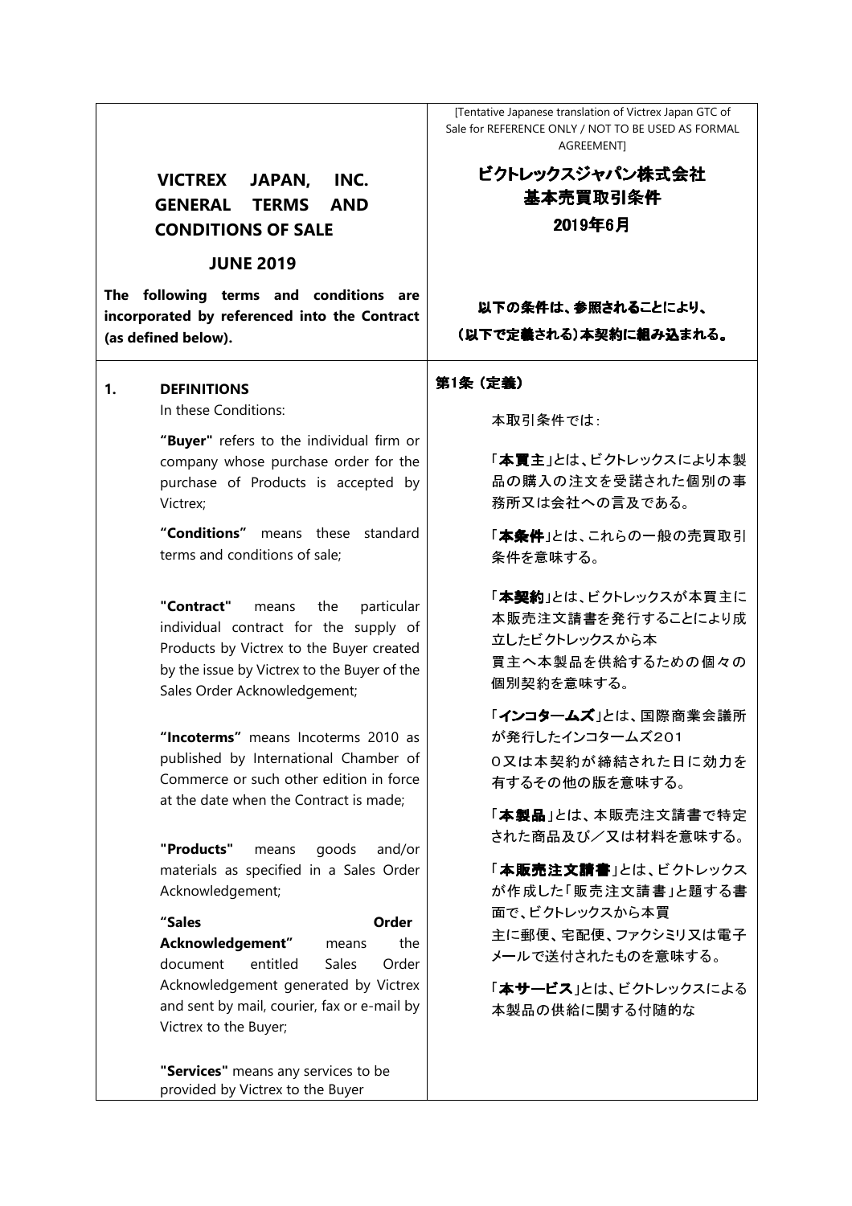[Tentative Japanese translation of Victrex Japan GTC of Sale for REFERENCE ONLY / NOT TO BE USED AS FORMAL AGREEMENT]

# VICTREX JAPAN, INC. GENERAL TERMS AND CONDITIONS OF SALE

## JUNE 2019

**The following terms and conditions are incorporated by referenced into the Contract (as defined below).**

# ビクトレックスジャパン株式会社 基本売買取引条件

## 2019年6月

**以下の条件は、参照されることにより、（以下で定義される）本契約に組み込まれる。**

---

### 1. DEFINITIONS

In these Conditions:

**"Buyer"** refers to the individual firm or company whose purchase order for the purchase of Products is accepted by Victrex;

**"Conditions"** means these standard terms and conditions of sale;

**"Contract"** means the particular individual contract for the supply of Products by Victrex to the Buyer created by the issue by Victrex to the Buyer of the Sales Order Acknowledgement;

**"Incoterms"** means Incoterms 2010 as published by International Chamber of Commerce or such other edition in force at the date when the Contract is made;

**"Products"** means goods and/or materials as specified in a Sales Order Acknowledgement;

**"Sales Order Acknowledgement"** means the document entitled Sales Order Acknowledgement generated by Victrex and sent by mail, courier, fax or e-mail by Victrex to the Buyer;

**"Services"** means any services to be provided by Victrex to the Buyer

### 第1条（定義）

本取引条件では：

「**本買主**」とは、ビクトレックスにより本製品の購入の注文を受諾された個別の事務所又は会社への言及である。

「**本条件**」とは、これらの一般の売買取引条件を意味する。

「**本契約**」とは、ビクトレックスが本買主に本販売注文請書を発行することにより成立したビクトレックスから本買主へ本製品を供給するための個々の個別契約を意味する。

「**インコタームズ**」とは、国際商業会議所が発行したインコタームズ2010又は本契約が締結された日に効力を有するその他の版を意味する。

「**本製品**」とは、本販売注文請書で特定された商品及び／又は材料を意味する。

「**本販売注文請書**」とは、ビクトレックスが作成した「販売注文請書」と題する書面で、ビクトレックスから本買主に郵便、宅配便、ファクシミリ又は電子メールで送付されたものを意味する。

「**本サービス**」とは、ビクトレックスによる本製品の供給に関する付随的な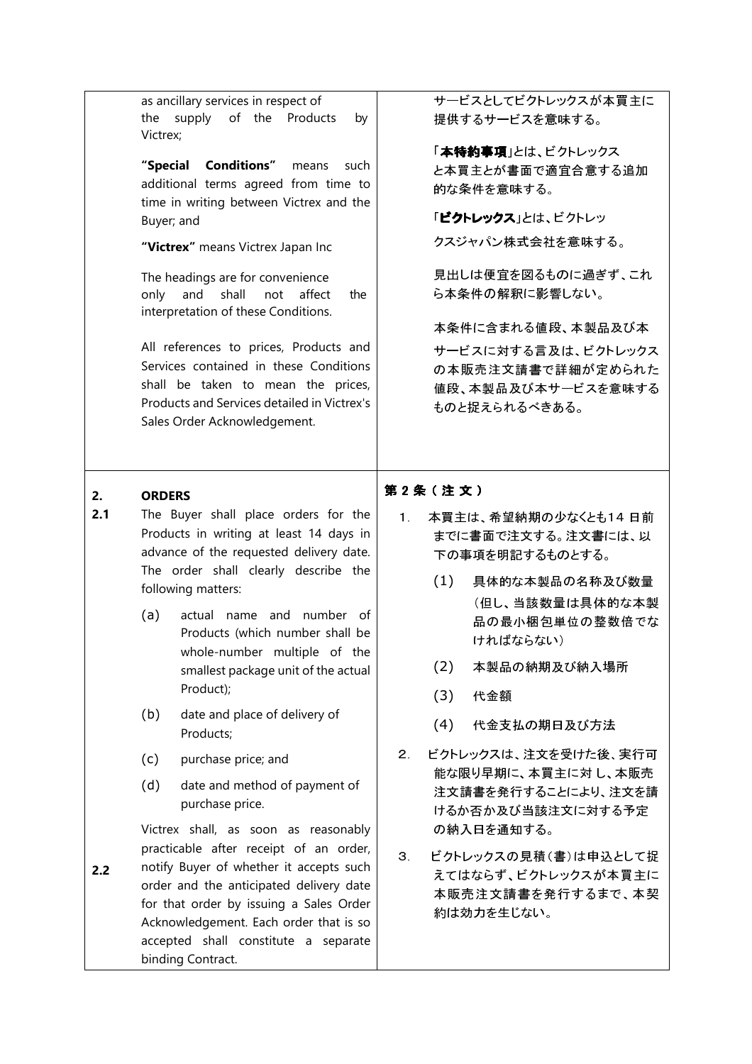| | English | 日本語 |
|---|---|---|
| | as ancillary services in respect of the supply of the Products by Victrex;<br><br>**"Special Conditions"** means such additional terms agreed from time to time in writing between Victrex and the Buyer; and<br><br>**"Victrex"** means Victrex Japan Inc<br><br>The headings are for convenience only and shall not affect the interpretation of these Conditions.<br><br>All references to prices, Products and Services contained in these Conditions shall be taken to mean the prices, Products and Services detailed in Victrex's Sales Order Acknowledgement. | サービスとしてビクトレックスが本買主に提供するサービスを意味する。<br><br>「**本特約事項**」とは、ビクトレックスと本買主とが書面で適宜合意する追加的な条件を意味する。<br><br>「**ビクトレックス**」とは、ビクトレックスジャパン株式会社を意味する。<br><br>見出しは便宜を図るものに過ぎず、これら本条件の解釈に影響しない。<br><br>本条件に含まれる値段、本製品及び本サービスに対する言及は、ビクトレックスの本販売注文請書で詳細が定められた値段、本製品及び本サービスを意味するものと捉えられるべきある。 |
| **2.** | **ORDERS** | **第２条（注文）** |
| **2.1** | The Buyer shall place orders for the Products in writing at least 14 days in advance of the requested delivery date. The order shall clearly describe the following matters:<br><br>(a) actual name and number of Products (which number shall be whole-number multiple of the smallest package unit of the actual Product);<br><br>(b) date and place of delivery of Products;<br><br>(c) purchase price; and<br><br>(d) date and method of payment of purchase price. | １．本買主は、希望納期の少なくとも14 日前までに書面で注文する。注文書には、以下の事項を明記するものとする。<br><br>(1) 具体的な本製品の名称及び数量（但し、当該数量は具体的な本製品の最小梱包単位の整数倍でなければならない）<br><br>(2) 本製品の納期及び納入場所<br><br>(3) 代金額<br><br>(4) 代金支払の期日及び方法 |
| **2.2** | Victrex shall, as soon as reasonably practicable after receipt of an order, notify Buyer of whether it accepts such order and the anticipated delivery date for that order by issuing a Sales Order Acknowledgement. Each order that is so accepted shall constitute a separate binding Contract. | ２．ビクトレックスは、注文を受けた後、実行可能な限り早期に、本買主に対し、本販売注文請書を発行することにより、注文を請けるか否か及び当該注文に対する予定の納入日を通知する。<br><br>３．ビクトレックスの見積（書）は申込として捉えてはならず、ビクトレックスが本買主に本販売注文請書を発行するまで、本契約は効力を生じない。 |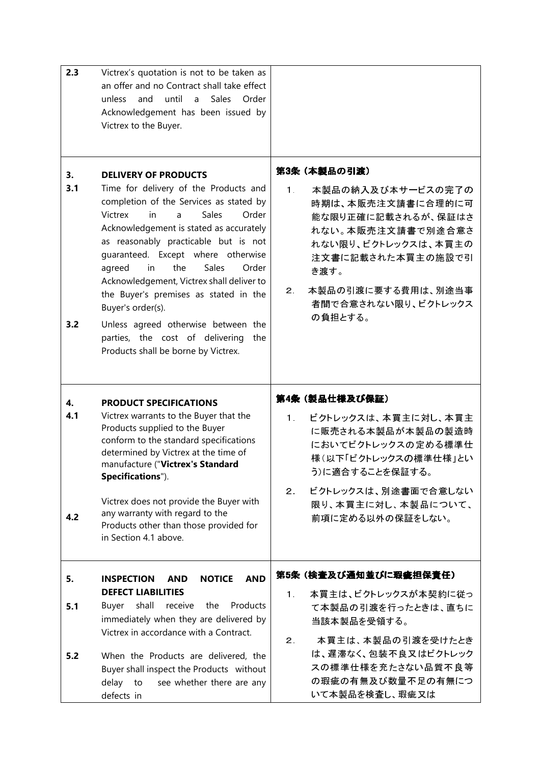| | | |
|---|---|---|
| **2.3** | Victrex's quotation is not to be taken as an offer and no Contract shall take effect unless and until a Sales Order Acknowledgement has been issued by Victrex to the Buyer. | |
| **3.** | **DELIVERY OF PRODUCTS** | **第3条（本製品の引渡）** |
| **3.1** | Time for delivery of the Products and completion of the Services as stated by Victrex in a Sales Order Acknowledgement is stated as accurately as reasonably practicable but is not guaranteed. Except where otherwise agreed in the Sales Order Acknowledgement, Victrex shall deliver to the Buyer's premises as stated in the Buyer's order(s). | 1．本製品の納入及び本サービスの完了の時期は、本販売注文請書に合理的に可能な限り正確に記載されるが、保証はされない。本販売注文請書で別途合意されない限り、ビクトレックスは、本買主の注文書に記載された本買主の施設で引き渡す。 |
| **3.2** | Unless agreed otherwise between the parties, the cost of delivering the Products shall be borne by Victrex. | 2．本製品の引渡に要する費用は、別途当事者間で合意されない限り、ビクトレックスの負担とする。 |
| **4.** | **PRODUCT SPECIFICATIONS** | **第4条（製品仕様及び保証）** |
| **4.1** | Victrex warrants to the Buyer that the Products supplied to the Buyer conform to the standard specifications determined by Victrex at the time of manufacture ("**Victrex's Standard Specifications**"). | 1．ビクトレックスは、本買主に対し、本買主に販売される本製品が本製品の製造時においてビクトレックスの定める標準仕様（以下「ビクトレックスの標準仕様」という）に適合することを保証する。 |
| **4.2** | Victrex does not provide the Buyer with any warranty with regard to the Products other than those provided for in Section 4.1 above. | 2．ビクトレックスは、別途書面で合意しない限り、本買主に対し、本製品について、前項に定める以外の保証をしない。 |
| **5.** | **INSPECTION AND NOTICE AND DEFECT LIABILITIES** | **第5条（検査及び通知並びに瑕疵担保責任）** |
| **5.1** | Buyer shall receive the Products immediately when they are delivered by Victrex in accordance with a Contract. | 1．本買主は、ビクトレックスが本契約に従って本製品の引渡を行ったときは、直ちに当該本製品を受領する。 |
| **5.2** | When the Products are delivered, the Buyer shall inspect the Products without delay to see whether there are any defects in | 2．本買主は、本製品の引渡を受けたときは、遅滞なく、包装不良又はビクトレックスの標準仕様を充たさない品質不良等の瑕疵の有無及び数量不足の有無について本製品を検査し、瑕疵又は |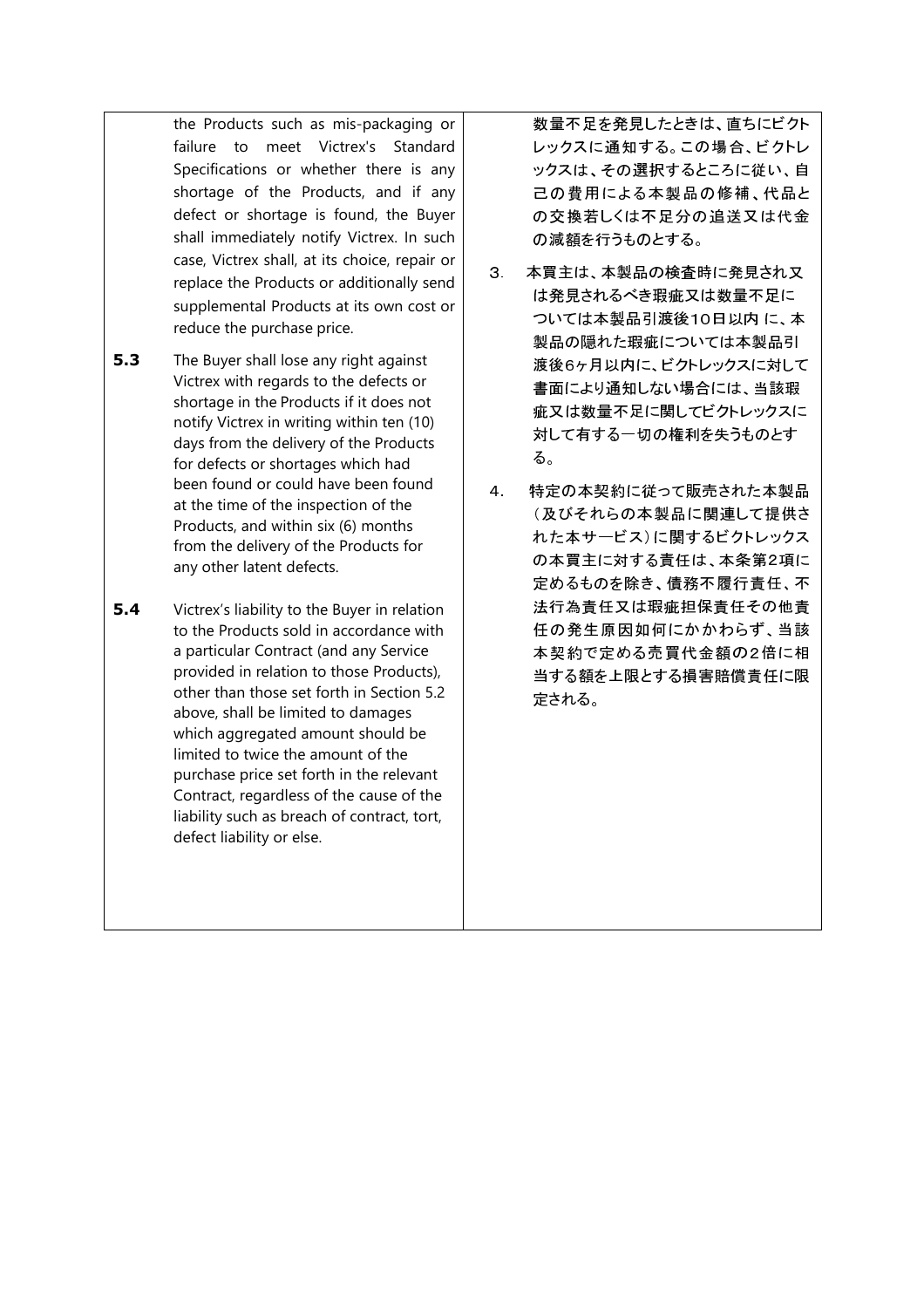the Products such as mis-packaging or failure to meet Victrex's Standard Specifications or whether there is any shortage of the Products, and if any defect or shortage is found, the Buyer shall immediately notify Victrex. In such case, Victrex shall, at its choice, repair or replace the Products or additionally send supplemental Products at its own cost or reduce the purchase price.

**5.3** The Buyer shall lose any right against Victrex with regards to the defects or shortage in the Products if it does not notify Victrex in writing within ten (10) days from the delivery of the Products for defects or shortages which had been found or could have been found at the time of the inspection of the Products, and within six (6) months from the delivery of the Products for any other latent defects.

**5.4** Victrex's liability to the Buyer in relation to the Products sold in accordance with a particular Contract (and any Service provided in relation to those Products), other than those set forth in Section 5.2 above, shall be limited to damages which aggregated amount should be limited to twice the amount of the purchase price set forth in the relevant Contract, regardless of the cause of the liability such as breach of contract, tort, defect liability or else.

数量不足を発見したときは、直ちにビクトレックスに通知する。この場合、ビクトレックスは、その選択するところに従い、自己の費用による本製品の修補、代品との交換若しくは不足分の追送又は代金の減額を行うものとする。

3. 本買主は、本製品の検査時に発見され又は発見されるべき瑕疵又は数量不足については本製品引渡後10日以内 に、本製品の隠れた瑕疵については本製品引渡後6ヶ月以内に、ビクトレックスに対して書面により通知しない場合には、当該瑕疵又は数量不足に関してビクトレックスに対して有する一切の権利を失うものとする。

4. 特定の本契約に従って販売された本製品（及びそれらの本製品に関連して提供された本サービス）に関するビクトレックスの本買主に対する責任は、本条第2項に定めるものを除き、債務不履行責任、不法行為責任又は瑕疵担保責任その他責任の発生原因如何にかかわらず、当該本契約で定める売買代金額の2倍に相当する額を上限とする損害賠償責任に限定される。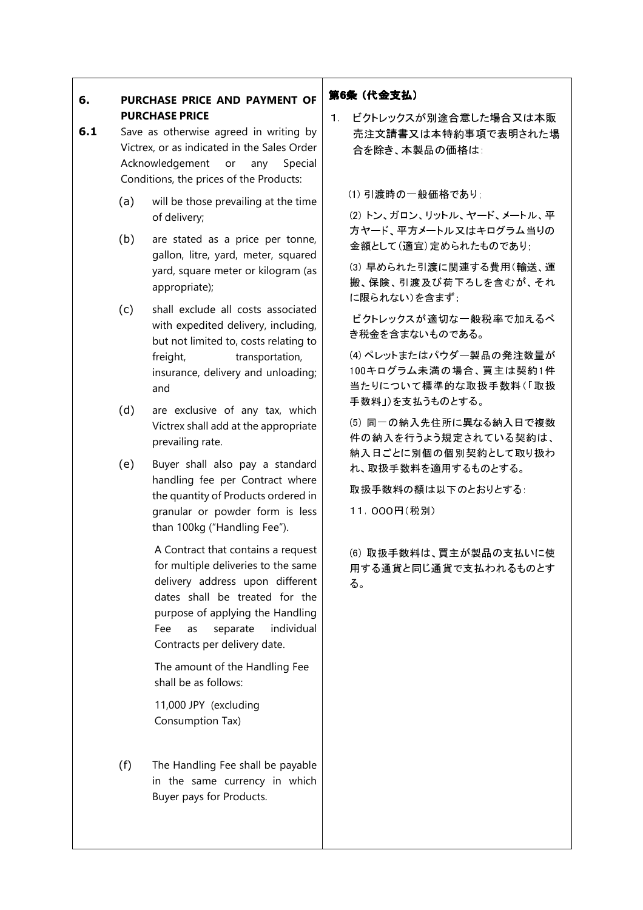## 6. PURCHASE PRICE AND PAYMENT OF PURCHASE PRICE

**6.1** Save as otherwise agreed in writing by Victrex, or as indicated in the Sales Order Acknowledgement or any Special Conditions, the prices of the Products:

(a) will be those prevailing at the time of delivery;

(b) are stated as a price per tonne, gallon, litre, yard, meter, squared yard, square meter or kilogram (as appropriate);

(c) shall exclude all costs associated with expedited delivery, including, but not limited to, costs relating to freight, transportation, insurance, delivery and unloading; and

(d) are exclusive of any tax, which Victrex shall add at the appropriate prevailing rate.

(e) Buyer shall also pay a standard handling fee per Contract where the quantity of Products ordered in granular or powder form is less than 100kg ("Handling Fee").

A Contract that contains a request for multiple deliveries to the same delivery address upon different dates shall be treated for the purpose of applying the Handling Fee as separate individual Contracts per delivery date.

The amount of the Handling Fee shall be as follows:

11,000 JPY (excluding Consumption Tax)

(f) The Handling Fee shall be payable in the same currency in which Buyer pays for Products.

## 第6条（代金支払）

1．ビクトレックスが別途合意した場合又は本販売注文請書又は本特約事項で表明された場合を除き、本製品の価格は：

⑴ 引渡時の一般価格であり；

⑵ トン、ガロン、リットル、ヤード、メートル、平方ヤード、平方メートル又はキログラム当りの金額として（適宜）定められたものであり；

⑶ 早められた引渡に関連する費用（輸送、運搬、保険、引渡及び荷下ろしを含むが、それに限られない）を含まず；

ビクトレックスが適切な一般税率で加えるべき税金を含まないものである。

⑷ ペレットまたはパウダー製品の発注数量が100キログラム未満の場合、買主は契約1件当たりについて標準的な取扱手数料（「取扱手数料」）を支払うものとする。

⑸ 同一の納入先住所に異なる納入日で複数件の納入を行うよう規定されている契約は、納入日ごとに別個の個別契約として取り扱われ、取扱手数料を適用するものとする。

取扱手数料の額は以下のとおりとする：

11，000円（税別）

⑹ 取扱手数料は、買主が製品の支払いに使用する通貨と同じ通貨で支払われるものとする。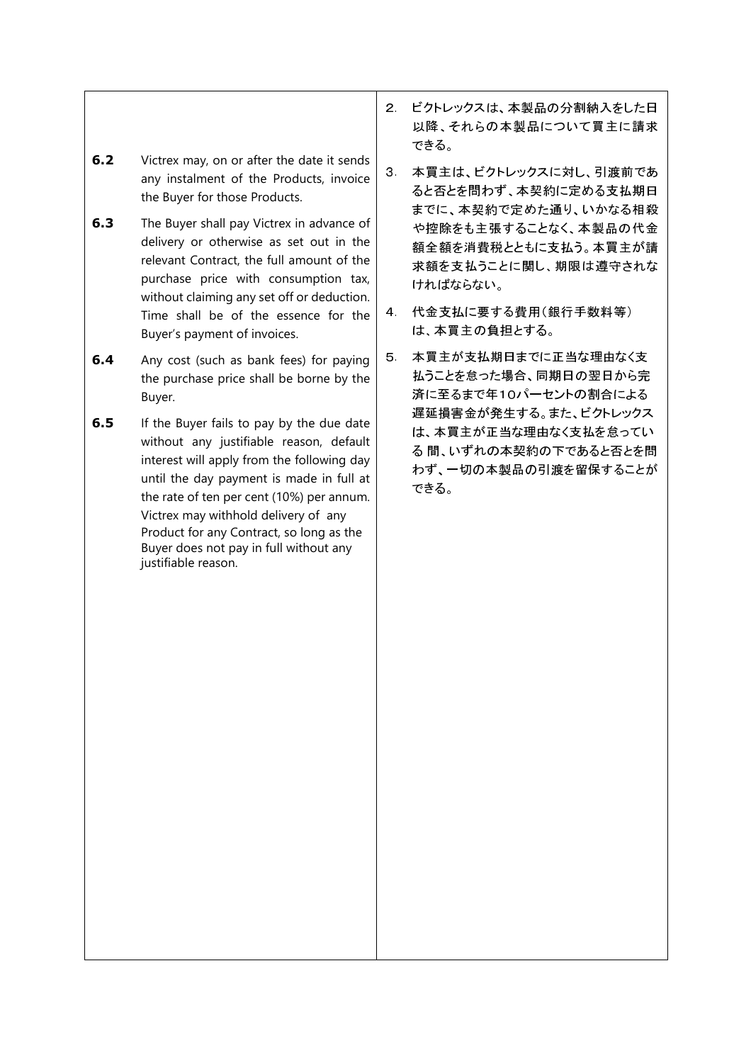**6.2** Victrex may, on or after the date it sends any instalment of the Products, invoice the Buyer for those Products.

**6.3** The Buyer shall pay Victrex in advance of delivery or otherwise as set out in the relevant Contract, the full amount of the purchase price with consumption tax, without claiming any set off or deduction. Time shall be of the essence for the Buyer's payment of invoices.

**6.4** Any cost (such as bank fees) for paying the purchase price shall be borne by the Buyer.

**6.5** If the Buyer fails to pay by the due date without any justifiable reason, default interest will apply from the following day until the day payment is made in full at the rate of ten per cent (10%) per annum. Victrex may withhold delivery of any Product for any Contract, so long as the Buyer does not pay in full without any justifiable reason.

2．ビクトレックスは、本製品の分割納入をした日以降、それらの本製品について買主に請求できる。

3．本買主は、ビクトレックスに対し、引渡前であると否とを問わず、本契約に定める支払期日までに、本契約で定めた通り、いかなる相殺や控除をも主張することなく、本製品の代金額全額を消費税とともに支払う。本買主が請求額を支払うことに関し、期限は遵守されなければならない。

4．代金支払に要する費用（銀行手数料等）は、本買主の負担とする。

5．本買主が支払期日までに正当な理由なく支払うことを怠った場合、同期日の翌日から完済に至るまで年10パーセントの割合による遅延損害金が発生する。また、ビクトレックスは、本買主が正当な理由なく支払を怠っている 間、いずれの本契約の下であると否とを問わず、一切の本製品の引渡を留保することができる。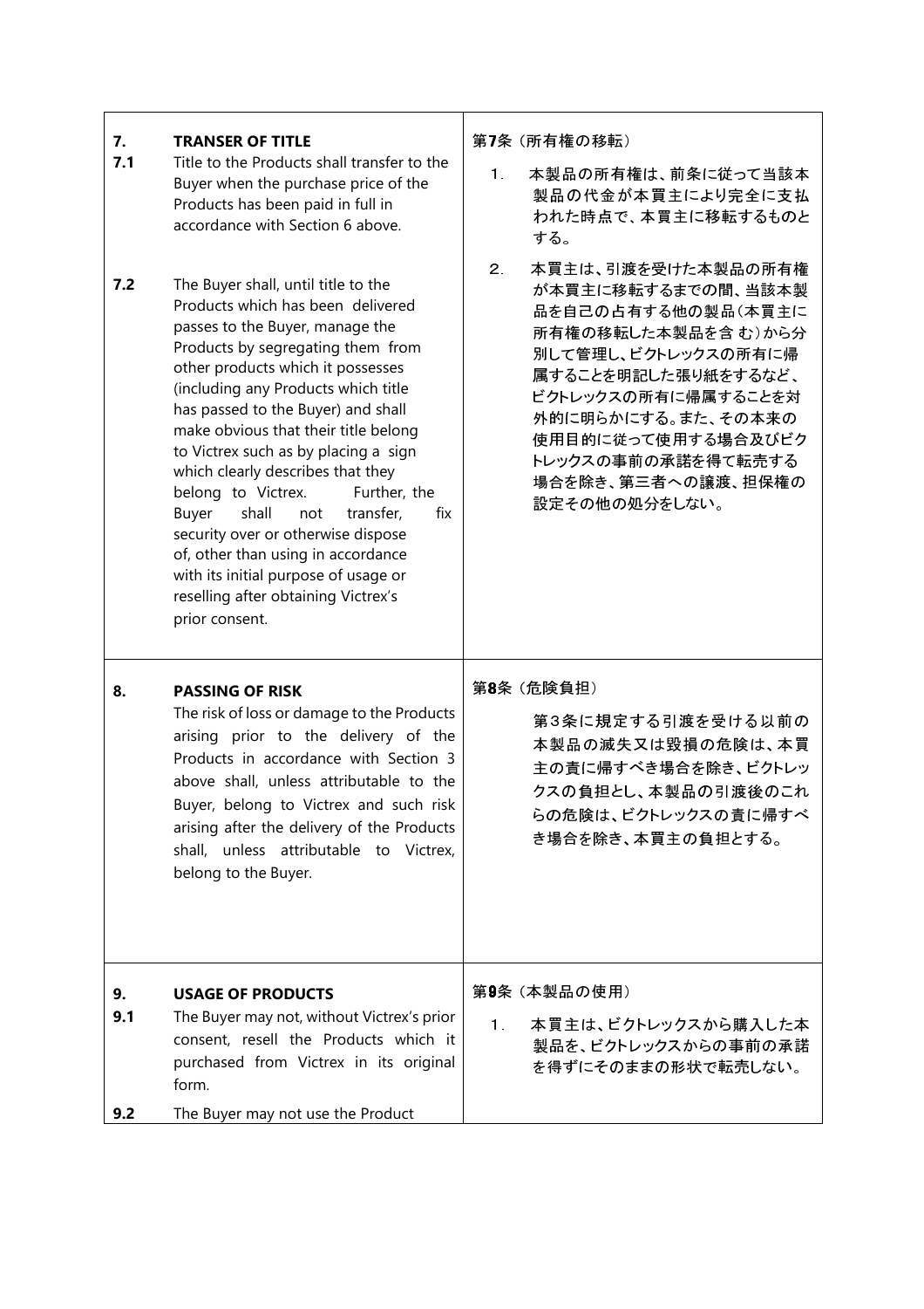| **7.** **TRANSER OF TITLE** | 第7条（所有権の移転） |
|---|---|
| **7.1** Title to the Products shall transfer to the Buyer when the purchase price of the Products has been paid in full in accordance with Section 6 above. | 1. 本製品の所有権は、前条に従って当該本製品の代金が本買主により完全に支払われた時点で、本買主に移転するものとする。 |
| **7.2** The Buyer shall, until title to the Products which has been delivered passes to the Buyer, manage the Products by segregating them from other products which it possesses (including any Products which title has passed to the Buyer) and shall make obvious that their title belong to Victrex such as by placing a sign which clearly describes that they belong to Victrex. Further, the Buyer shall not transfer, fix security over or otherwise dispose of, other than using in accordance with its initial purpose of usage or reselling after obtaining Victrex's prior consent. | 2. 本買主は、引渡を受けた本製品の所有権が本買主に移転するまでの間、当該本製品を自己の占有する他の製品（本買主に所有権の移転した本製品を含む）から分別して管理し、ビクトレックスの所有に帰属することを明記した張り紙をするなど、ビクトレックスの所有に帰属することを対外的に明らかにする。また、その本来の使用目的に従って使用する場合及びビクトレックスの事前の承諾を得て転売する場合を除き、第三者への譲渡、担保権の設定その他の処分をしない。 |
| **8.** **PASSING OF RISK** The risk of loss or damage to the Products arising prior to the delivery of the Products in accordance with Section 3 above shall, unless attributable to the Buyer, belong to Victrex and such risk arising after the delivery of the Products shall, unless attributable to Victrex, belong to the Buyer. | 第8条（危険負担） 第3条に規定する引渡を受ける以前の本製品の滅失又は毀損の危険は、本買主の責に帰すべき場合を除き、ビクトレックスの負担とし、本製品の引渡後のこれらの危険は、ビクトレックスの責に帰すべき場合を除き、本買主の負担とする。 |
| **9.** **USAGE OF PRODUCTS** | 第9条（本製品の使用） |
| **9.1** The Buyer may not, without Victrex's prior consent, resell the Products which it purchased from Victrex in its original form. | 1. 本買主は、ビクトレックスから購入した本製品を、ビクトレックスからの事前の承諾を得ずにそのままの形状で転売しない。 |
| **9.2** The Buyer may not use the Product | |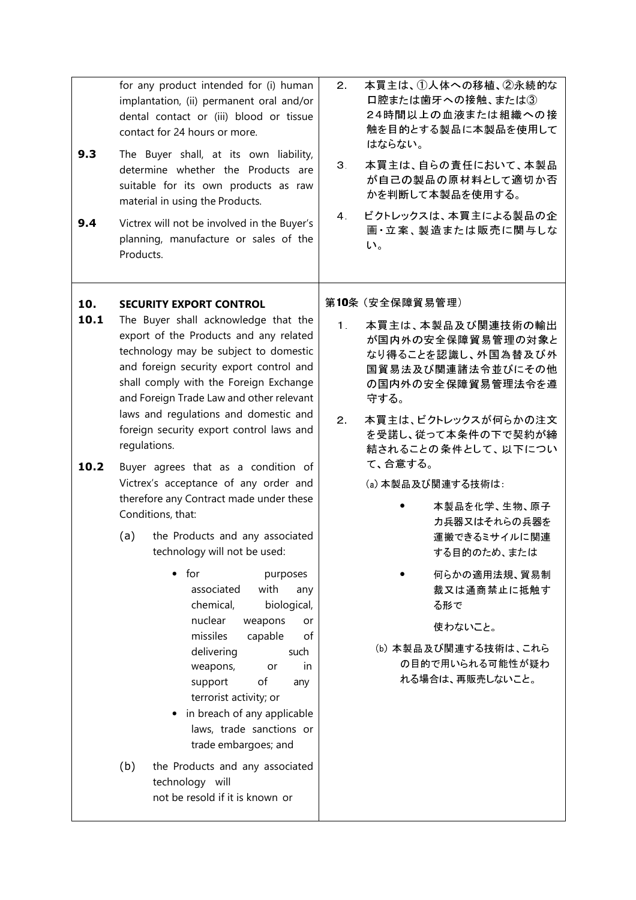| | |
|---|---|
| for any product intended for (i) human implantation, (ii) permanent oral and/or dental contact or (iii) blood or tissue contact for 24 hours or more. | 2. 本買主は、①人体への移植、②永続的な口腔または歯牙への接触、または③24時間以上の血液または組織への接触を目的とする製品に本製品を使用してはならない。 |
| **9.3** The Buyer shall, at its own liability, determine whether the Products are suitable for its own products as raw material in using the Products. | 3. 本買主は、自らの責任において、本製品が自己の製品の原材料として適切か否かを判断して本製品を使用する。 |
| **9.4** Victrex will not be involved in the Buyer's planning, manufacture or sales of the Products. | 4. ビクトレックスは、本買主による製品の企画・立案、製造または販売に関与しない。 |
| **10. SECURITY EXPORT CONTROL** | 第**10**条（安全保障貿易管理） |
| **10.1** The Buyer shall acknowledge that the export of the Products and any related technology may be subject to domestic and foreign security export control and shall comply with the Foreign Exchange and Foreign Trade Law and other relevant laws and regulations and domestic and foreign security export control laws and regulations. | 1. 本買主は、本製品及び関連技術の輸出が国内外の安全保障貿易管理の対象となり得ることを認識し、外国為替及び外国貿易法及び関連諸法令並びにその他の国内外の安全保障貿易管理法令を遵守する。 |
| **10.2** Buyer agrees that as a condition of Victrex's acceptance of any order and therefore any Contract made under these Conditions, that:<br><br>(a) the Products and any associated technology will not be used:<br>• for purposes associated with any chemical, biological, nuclear weapons or missiles capable of delivering such weapons, or in support of any terrorist activity; or<br>• in breach of any applicable laws, trade sanctions or trade embargoes; and<br><br>(b) the Products and any associated technology will not be resold if it is known or | 2. 本買主は、ビクトレックスが何らかの注文を受諾し、従って本条件の下で契約が締結されることの条件として、以下について、合意する。<br><br>(a) 本製品及び関連する技術は：<br>• 本製品を化学、生物、原子力兵器又はそれらの兵器を運搬できるミサイルに関連する目的のため、または<br>• 何らかの適用法規、貿易制裁又は通商禁止に抵触する形で<br>使わないこと。<br><br>(b) 本製品及び関連する技術は、これらの目的で用いられる可能性が疑われる場合は、再販売しないこと。 |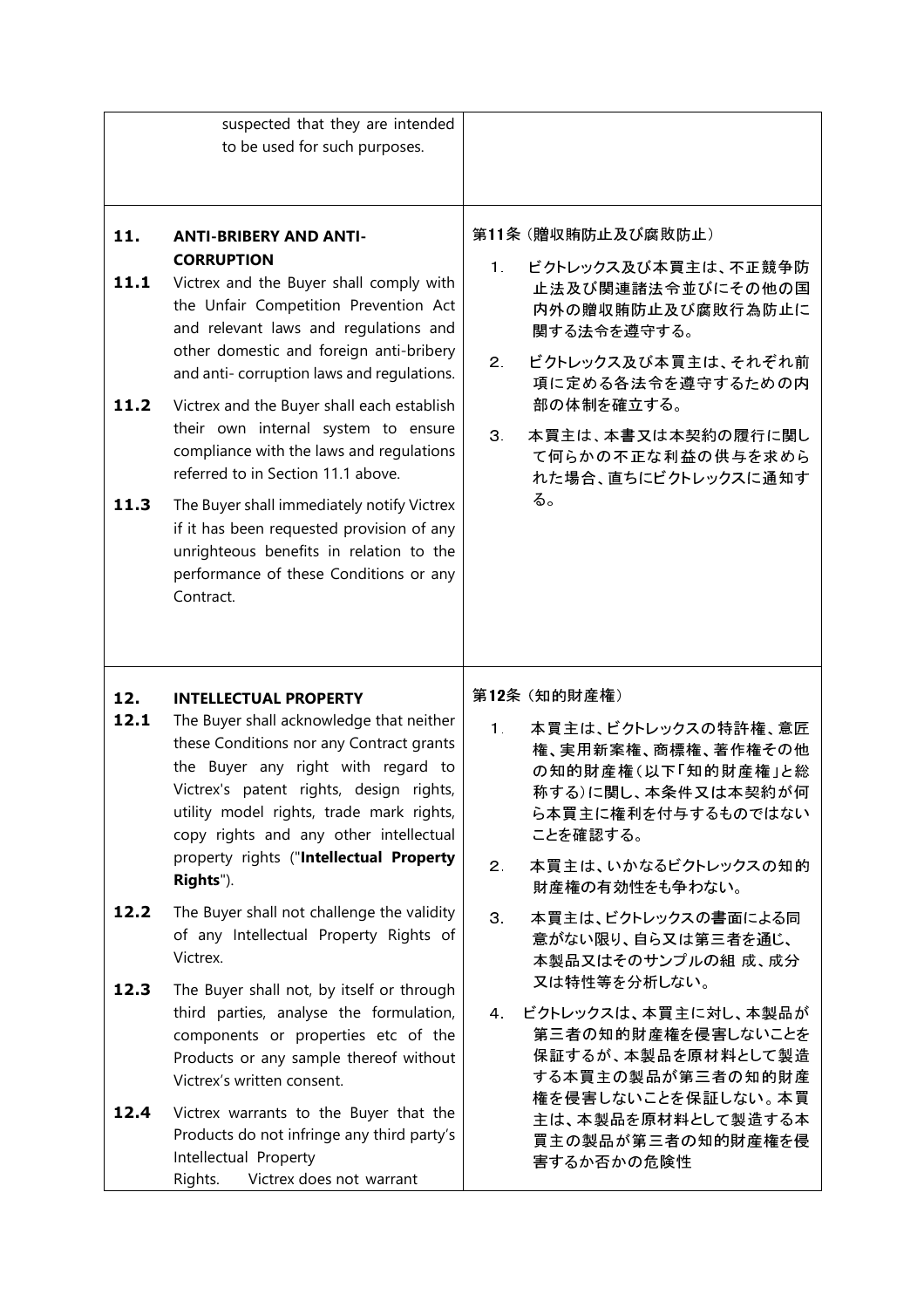| | |
|---|---|
| suspected that they are intended to be used for such purposes. | |
| **11. ANTI-BRIBERY AND ANTI-CORRUPTION**<br><br>**11.1** Victrex and the Buyer shall comply with the Unfair Competition Prevention Act and relevant laws and regulations and other domestic and foreign anti-bribery and anti- corruption laws and regulations.<br><br>**11.2** Victrex and the Buyer shall each establish their own internal system to ensure compliance with the laws and regulations referred to in Section 11.1 above.<br><br>**11.3** The Buyer shall immediately notify Victrex if it has been requested provision of any unrighteous benefits in relation to the performance of these Conditions or any Contract. | 第11条（贈収賄防止及び腐敗防止）<br><br>1. ビクトレックス及び本買主は、不正競争防止法及び関連諸法令並びにその他の国内外の贈収賄防止及び腐敗行為防止に関する法令を遵守する。<br><br>2. ビクトレックス及び本買主は、それぞれ前項に定める各法令を遵守するための内部の体制を確立する。<br><br>3. 本買主は、本書又は本契約の履行に関して何らかの不正な利益の供与を求められた場合、直ちにビクトレックスに通知する。 |
| **12. INTELLECTUAL PROPERTY**<br><br>**12.1** The Buyer shall acknowledge that neither these Conditions nor any Contract grants the Buyer any right with regard to Victrex's patent rights, design rights, utility model rights, trade mark rights, copy rights and any other intellectual property rights ("**Intellectual Property Rights**").<br><br>**12.2** The Buyer shall not challenge the validity of any Intellectual Property Rights of Victrex.<br><br>**12.3** The Buyer shall not, by itself or through third parties, analyse the formulation, components or properties etc of the Products or any sample thereof without Victrex's written consent.<br><br>**12.4** Victrex warrants to the Buyer that the Products do not infringe any third party's Intellectual Property Rights. Victrex does not warrant | 第12条（知的財産権）<br><br>1. 本買主は、ビクトレックスの特許権、意匠権、実用新案権、商標権、著作権その他の知的財産権（以下「知的財産権」と総称する）に関し、本条件又は本契約が何ら本買主に権利を付与するものではないことを確認する。<br><br>2. 本買主は、いかなるビクトレックスの知的財産権の有効性をも争わない。<br><br>3. 本買主は、ビクトレックスの書面による同意がない限り、自ら又は第三者を通じ、本製品又はそのサンプルの組 成、成分又は特性等を分析しない。<br><br>4. ビクトレックスは、本買主に対し、本製品が第三者の知的財産権を侵害しないことを保証するが、本製品を原材料として製造する本買主の製品が第三者の知的財産権を侵害しないことを保証しない。本買主は、本製品を原材料として製造する本買主の製品が第三者の知的財産権を侵害するか否かの危険性 |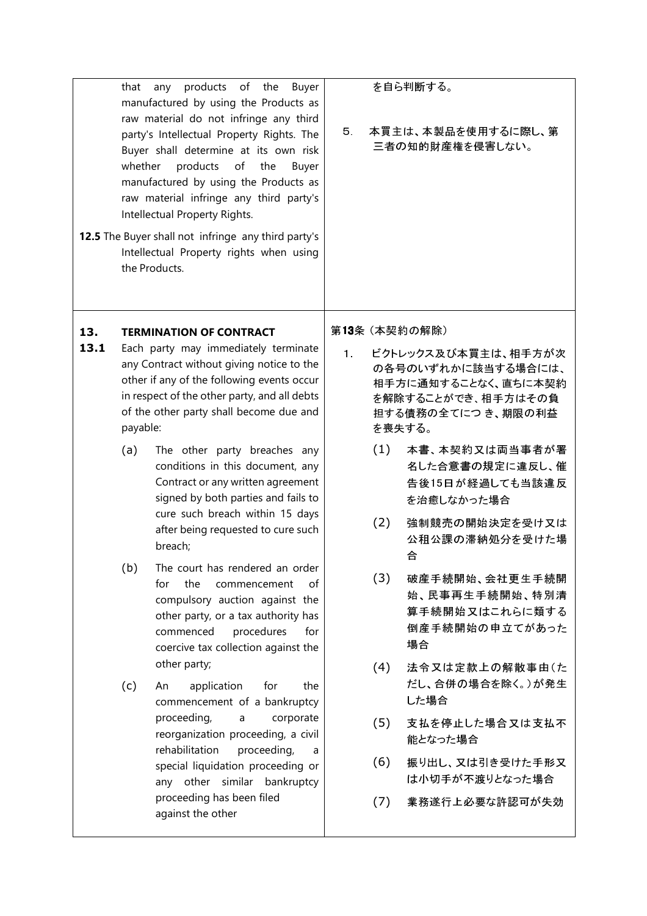that any products of the Buyer manufactured by using the Products as raw material do not infringe any third party's Intellectual Property Rights. The Buyer shall determine at its own risk whether products of the Buyer manufactured by using the Products as raw material infringe any third party's Intellectual Property Rights.

**12.5** The Buyer shall not infringe any third party's Intellectual Property rights when using the Products.

を自ら判断する。

5. 本買主は、本製品を使用するに際し、第三者の知的財産権を侵害しない。

## 13. TERMINATION OF CONTRACT

**13.1** Each party may immediately terminate any Contract without giving notice to the other if any of the following events occur in respect of the other party, and all debts of the other party shall become due and payable:

(a) The other party breaches any conditions in this document, any Contract or any written agreement signed by both parties and fails to cure such breach within 15 days after being requested to cure such breach;

(b) The court has rendered an order for the commencement of compulsory auction against the other party, or a tax authority has commenced procedures for coercive tax collection against the other party;

(c) An application for the commencement of a bankruptcy proceeding, a corporate reorganization proceeding, a civil rehabilitation proceeding, a special liquidation proceeding or any other similar bankruptcy proceeding has been filed against the other

## 第13条（本契約の解除）

1. ビクトレックス及び本買主は、相手方が次の各号のいずれかに該当する場合には、相手方に通知することなく、直ちに本契約を解除することができ、相手方はその負担する債務の全てにつき、期限の利益を喪失する。

(1) 本書、本契約又は両当事者が署名した合意書の規定に違反し、催告後15日が経過しても当該違反を治癒しなかった場合

(2) 強制競売の開始決定を受け又は公租公課の滞納処分を受けた場合

(3) 破産手続開始、会社更生手続開始、民事再生手続開始、特別清算手続開始又はこれらに類する倒産手続開始の申立てがあった場合

(4) 法令又は定款上の解散事由（ただし、合併の場合を除く。）が発生した場合

(5) 支払を停止した場合又は支払不能となった場合

(6) 振り出し、又は引き受けた手形又は小切手が不渡りとなった場合

(7) 業務遂行上必要な許認可が失効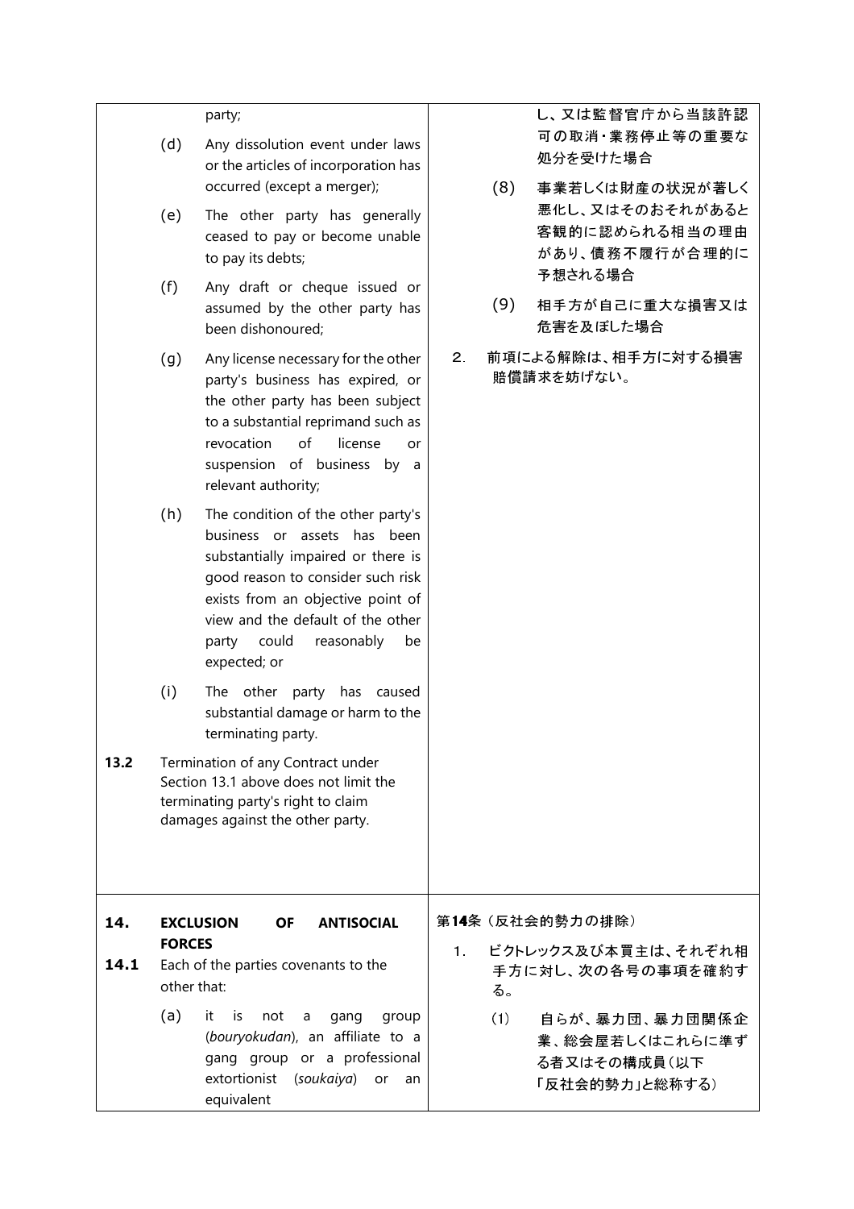| English | Japanese |
|---|---|
| party;<br>(d) Any dissolution event under laws or the articles of incorporation has occurred (except a merger);<br>(e) The other party has generally ceased to pay or become unable to pay its debts;<br>(f) Any draft or cheque issued or assumed by the other party has been dishonoured;<br>(g) Any license necessary for the other party's business has expired, or the other party has been subject to a substantial reprimand such as revocation of license or suspension of business by a relevant authority;<br>(h) The condition of the other party's business or assets has been substantially impaired or there is good reason to consider such risk exists from an objective point of view and the default of the other party could reasonably be expected; or<br>(i) The other party has caused substantial damage or harm to the terminating party.<br>**13.2** Termination of any Contract under Section 13.1 above does not limit the terminating party's right to claim damages against the other party. | し、又は監督官庁から当該許認可の取消・業務停止等の重要な処分を受けた場合<br>(8) 事業若しくは財産の状況が著しく悪化し、又はそのおそれがあると客観的に認められる相当の理由があり、債務不履行が合理的に予想される場合<br>(9) 相手方が自己に重大な損害又は危害を及ぼした場合<br>2. 前項による解除は、相手方に対する損害賠償請求を妨げない。 |
| **14. EXCLUSION OF ANTISOCIAL FORCES**<br>**14.1** Each of the parties covenants to the other that:<br>(a) it is not a gang group (*bouryokudan*), an affiliate to a gang group or a professional extortionist (*soukaiya*) or an equivalent | 第**14**条（反社会的勢力の排除）<br>1. ビクトレックス及び本買主は、それぞれ相手方に対し、次の各号の事項を確約する。<br>(1) 自らが、暴力団、暴力団関係企業、総会屋若しくはこれらに準ずる者又はその構成員（以下「反社会的勢力」と総称する） |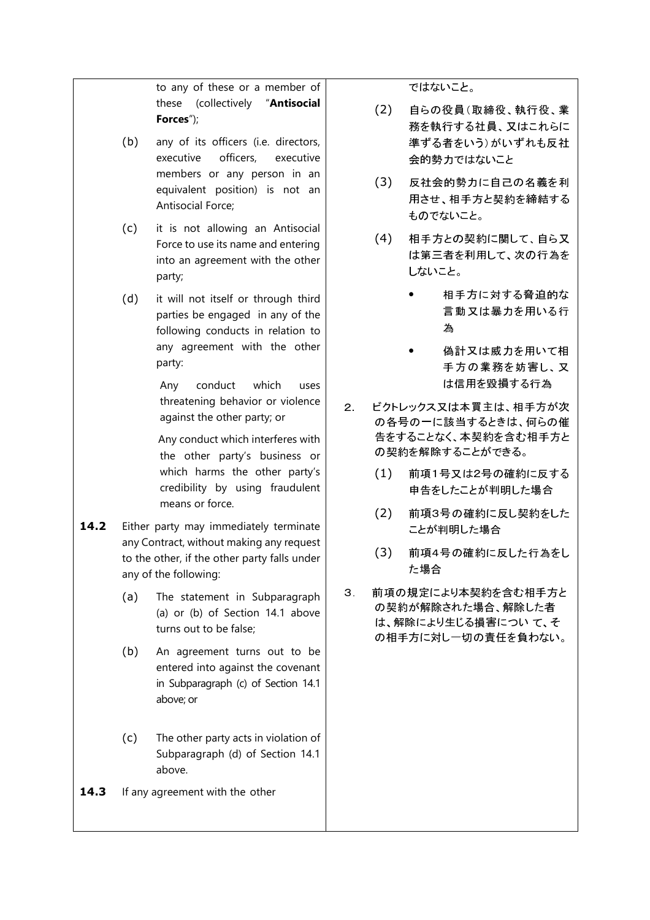to any of these or a member of these (collectively "**Antisocial Forces**");

(b) any of its officers (i.e. directors, executive officers, executive members or any person in an equivalent position) is not an Antisocial Force;

(c) it is not allowing an Antisocial Force to use its name and entering into an agreement with the other party;

(d) it will not itself or through third parties be engaged in any of the following conducts in relation to any agreement with the other party:

Any conduct which uses threatening behavior or violence against the other party; or

Any conduct which interferes with the other party's business or which harms the other party's credibility by using fraudulent means or force.

**14.2** Either party may immediately terminate any Contract, without making any request to the other, if the other party falls under any of the following:

(a) The statement in Subparagraph (a) or (b) of Section 14.1 above turns out to be false;

(b) An agreement turns out to be entered into against the covenant in Subparagraph (c) of Section 14.1 above; or

(c) The other party acts in violation of Subparagraph (d) of Section 14.1 above.

**14.3** If any agreement with the other

ではないこと。

(2) 自らの役員（取締役、執行役、業務を執行する社員、又はこれらに準ずる者をいう）がいずれも反社会的勢力ではないこと

(3) 反社会的勢力に自己の名義を利用させ、相手方と契約を締結するものでないこと。

(4) 相手方との契約に関して、自ら又は第三者を利用して、次の行為をしないこと。

- 相手方に対する脅迫的な言動又は暴力を用いる行為
- 偽計又は威力を用いて相手方の業務を妨害し、又は信用を毀損する行為

2. ビクトレックス又は本買主は、相手方が次の各号の一に該当するときは、何らの催告をすることなく、本契約を含む相手方との契約を解除することができる。

(1) 前項1号又は2号の確約に反する申告をしたことが判明した場合

(2) 前項3号の確約に反し契約をしたことが判明した場合

(3) 前項4号の確約に反した行為をした場合

3. 前項の規定により本契約を含む相手方との契約が解除された場合、解除した者は、解除により生じる損害について、その相手方に対し一切の責任を負わない。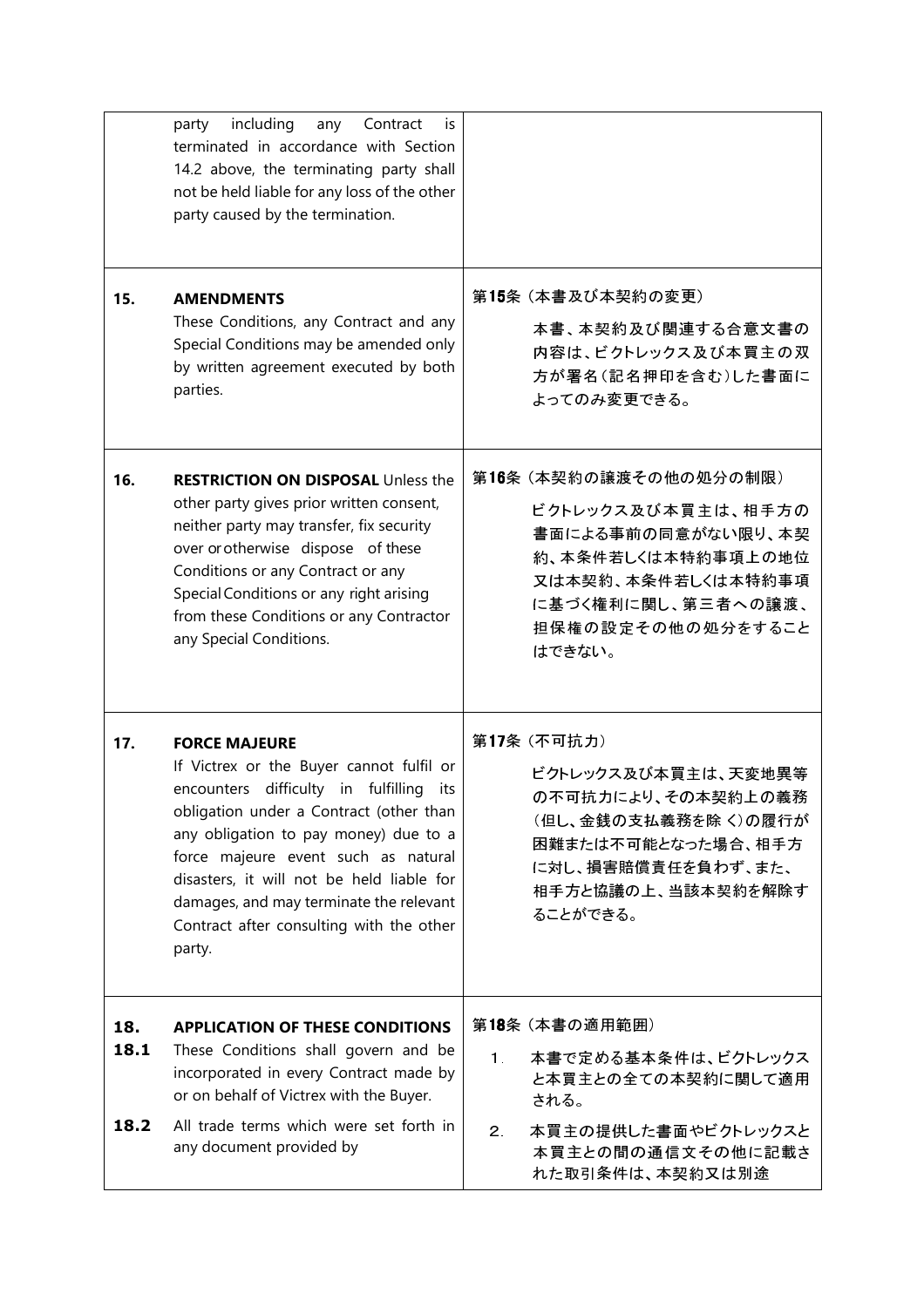| | English | Japanese |
|---|---|---|
| | party including any Contract is terminated in accordance with Section 14.2 above, the terminating party shall not be held liable for any loss of the other party caused by the termination. | |
| **15.** | **AMENDMENTS**<br>These Conditions, any Contract and any Special Conditions may be amended only by written agreement executed by both parties. | 第15条（本書及び本契約の変更）<br>本書、本契約及び関連する合意文書の内容は、ビクトレックス及び本買主の双方が署名（記名押印を含む）した書面によってのみ変更できる。 |
| **16.** | **RESTRICTION ON DISPOSAL** Unless the other party gives prior written consent, neither party may transfer, fix security over or otherwise dispose of these Conditions or any Contract or any Special Conditions or any right arising from these Conditions or any Contractor any Special Conditions. | 第16条（本契約の譲渡その他の処分の制限）<br>ビクトレックス及び本買主は、相手方の書面による事前の同意がない限り、本契約、本条件若しくは本特約事項上の地位又は本契約、本条件若しくは本特約事項に基づく権利に関し、第三者への譲渡、担保権の設定その他の処分をすることはできない。 |
| **17.** | **FORCE MAJEURE**<br>If Victrex or the Buyer cannot fulfil or encounters difficulty in fulfilling its obligation under a Contract (other than any obligation to pay money) due to a force majeure event such as natural disasters, it will not be held liable for damages, and may terminate the relevant Contract after consulting with the other party. | 第17条（不可抗力）<br>ビクトレックス及び本買主は、天変地異等の不可抗力により、その本契約上の義務（但し、金銭の支払義務を除く）の履行が困難または不可能となった場合、相手方に対し、損害賠償責任を負わず、また、相手方と協議の上、当該本契約を解除することができる。 |
| **18.** | **APPLICATION OF THESE CONDITIONS** | 第18条（本書の適用範囲） |
| **18.1** | These Conditions shall govern and be incorporated in every Contract made by or on behalf of Victrex with the Buyer. | 1. 本書で定める基本条件は、ビクトレックスと本買主との全ての本契約に関して適用される。 |
| **18.2** | All trade terms which were set forth in any document provided by | 2. 本買主の提供した書面やビクトレックスと本買主との間の通信文その他に記載された取引条件は、本契約又は別途 |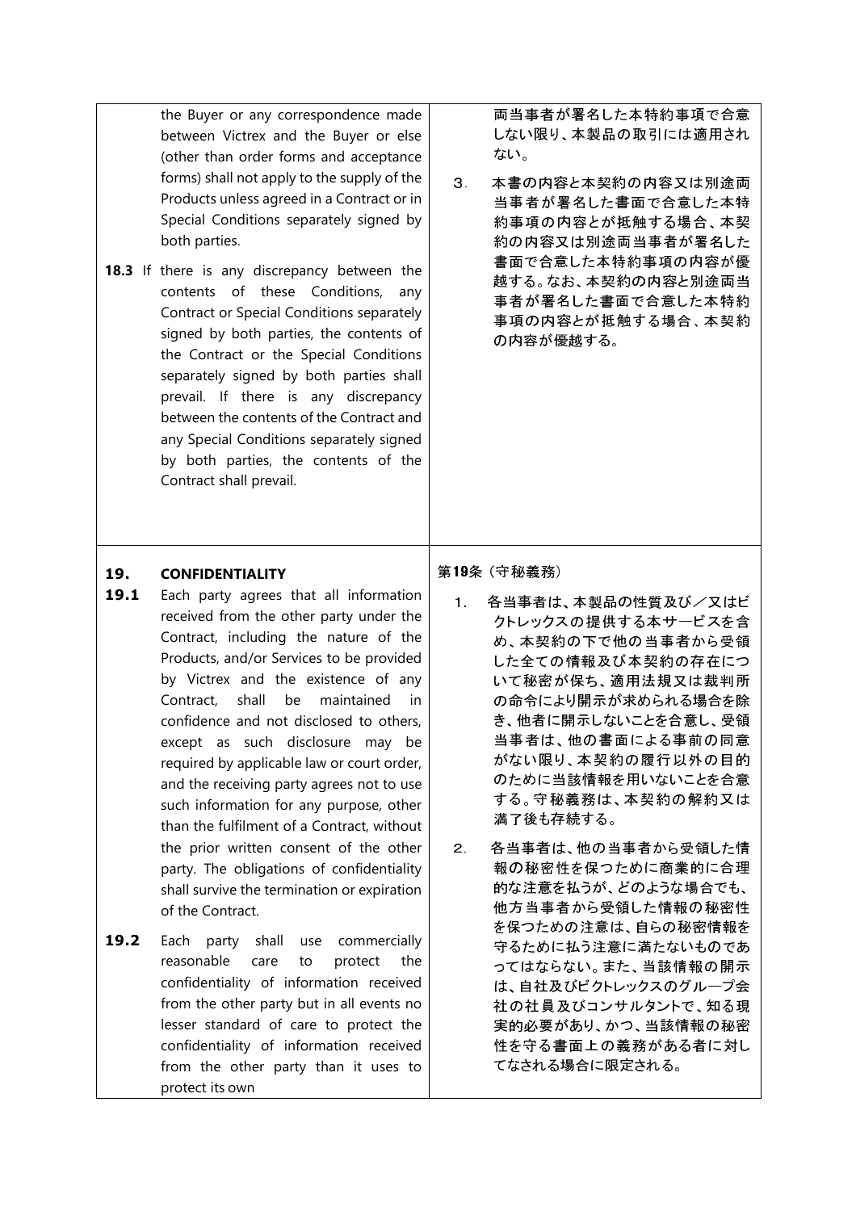| | |
|---|---|
| the Buyer or any correspondence made between Victrex and the Buyer or else (other than order forms and acceptance forms) shall not apply to the supply of the Products unless agreed in a Contract or in Special Conditions separately signed by both parties.<br><br>**18.3** If there is any discrepancy between the contents of these Conditions, any Contract or Special Conditions separately signed by both parties, the contents of the Contract or the Special Conditions separately signed by both parties shall prevail. If there is any discrepancy between the contents of the Contract and any Special Conditions separately signed by both parties, the contents of the Contract shall prevail. | 両当事者が署名した本特約事項で合意しない限り、本製品の取引には適用されない。<br><br>3．　本書の内容と本契約の内容又は別途両当事者が署名した書面で合意した本特約事項の内容とが抵触する場合、本契約の内容又は別途両当事者が署名した書面で合意した本特約事項の内容が優越する。なお、本契約の内容と別途両当事者が署名した書面で合意した本特約事項の内容とが抵触する場合、本契約の内容が優越する。 |
| **19. CONFIDENTIALITY**<br><br>**19.1** Each party agrees that all information received from the other party under the Contract, including the nature of the Products, and/or Services to be provided by Victrex and the existence of any Contract, shall be maintained in confidence and not disclosed to others, except as such disclosure may be required by applicable law or court order, and the receiving party agrees not to use such information for any purpose, other than the fulfilment of a Contract, without the prior written consent of the other party. The obligations of confidentiality shall survive the termination or expiration of the Contract.<br><br>**19.2** Each party shall use commercially reasonable care to protect the confidentiality of information received from the other party but in all events no lesser standard of care to protect the confidentiality of information received from the other party than it uses to protect its own | **第19条（守秘義務）**<br><br>1．　各当事者は、本製品の性質及び／又はビクトレックスの提供する本サービスを含め、本契約の下で他の当事者から受領した全ての情報及び本契約の存在について秘密が保ち、適用法規又は裁判所の命令により開示が求められる場合を除き、他者に開示しないことを合意し、受領当事者は、他の書面による事前の同意がない限り、本契約の履行以外の目的のために当該情報を用いないことを合意する。守秘義務は、本契約の解約又は満了後も存続する。<br><br>2．　各当事者は、他の当事者から受領した情報の秘密性を保つために商業的に合理的な注意を払うが、どのような場合でも、他方当事者から受領した情報の秘密性を保つための注意は、自らの秘密情報を守るために払う注意に満たないものであってはならない。また、当該情報の開示は、自社及びビクトレックスのグループ会社の社員及びコンサルタントで、知る現実的必要があり、かつ、当該情報の秘密性を守る書面上の義務がある者に対してなされる場合に限定される。 |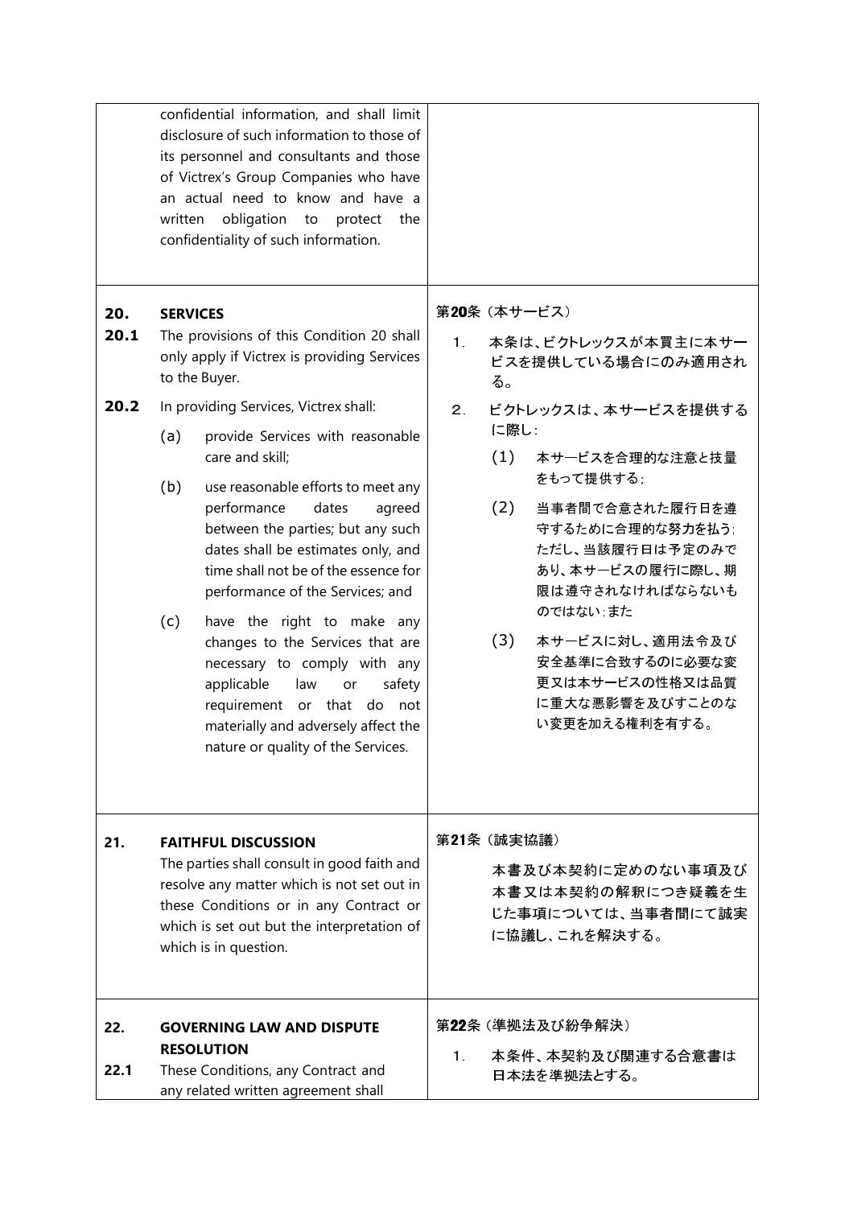| English | 日本語 |
|---|---|
| confidential information, and shall limit disclosure of such information to those of its personnel and consultants and those of Victrex's Group Companies who have an actual need to know and have a written obligation to protect the confidentiality of such information. | |
| **20. SERVICES**<br>**20.1** The provisions of this Condition 20 shall only apply if Victrex is providing Services to the Buyer.<br>**20.2** In providing Services, Victrex shall:<br>(a) provide Services with reasonable care and skill;<br>(b) use reasonable efforts to meet any performance dates agreed between the parties; but any such dates shall be estimates only, and time shall not be of the essence for performance of the Services; and<br>(c) have the right to make any changes to the Services that are necessary to comply with any applicable law or safety requirement or that do not materially and adversely affect the nature or quality of the Services. | 第**20**条（本サービス）<br>1．本条は、ビクトレックスが本買主に本サービスを提供している場合にのみ適用される。<br>2．ビクトレックスは、本サービスを提供するに際し：<br>(1) 本サービスを合理的な注意と技量をもって提供する；<br>(2) 当事者間で合意された履行日を遵守するために合理的な努力を払う；ただし、当該履行日は予定のみであり、本サービスの履行に際し、期限は遵守されなければならないものではない；また<br>(3) 本サービスに対し、適用法令及び安全基準に合致するのに必要な変更又は本サービスの性格又は品質に重大な悪影響を及ぼすことのない変更を加える権利を有する。 |
| **21. FAITHFUL DISCUSSION**<br>The parties shall consult in good faith and resolve any matter which is not set out in these Conditions or in any Contract or which is set out but the interpretation of which is in question. | 第**21**条（誠実協議）<br>本書及び本契約に定めのない事項及び本書又は本契約の解釈につき疑義を生じた事項については、当事者間にて誠実に協議し、これを解決する。 |
| **22. GOVERNING LAW AND DISPUTE RESOLUTION**<br>**22.1** These Conditions, any Contract and any related written agreement shall | 第**22**条（準拠法及び紛争解決）<br>1．本条件、本契約及び関連する合意書は日本法を準拠法とする。 |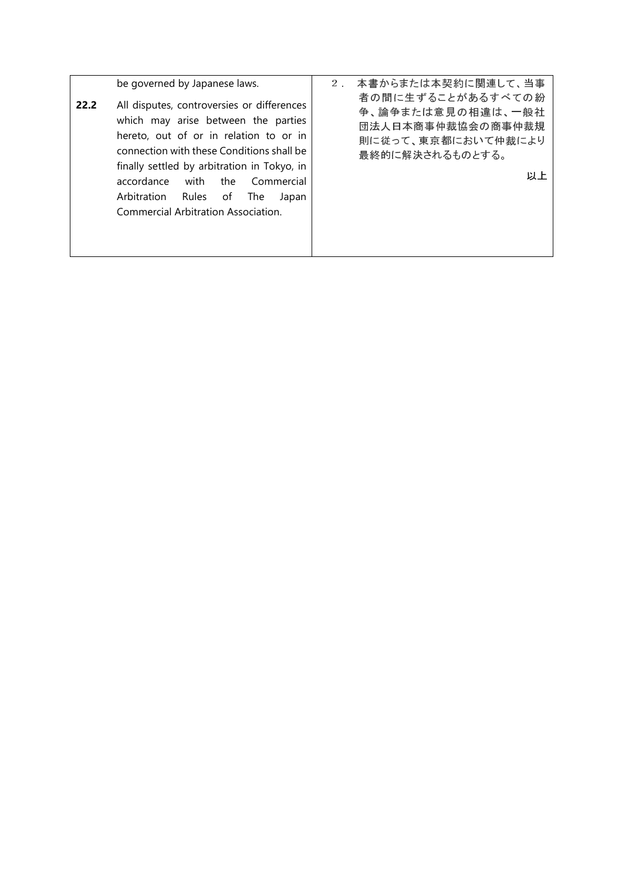| | |
|---|---|
| be governed by Japanese laws.<br><br>**22.2** All disputes, controversies or differences which may arise between the parties hereto, out of or in relation to or in connection with these Conditions shall be finally settled by arbitration in Tokyo, in accordance with the Commercial Arbitration Rules of The Japan Commercial Arbitration Association. | ２．本書からまたは本契約に関連して、当事者の間に生ずることがあるすべての紛争、論争または意見の相違は、一般社団法人日本商事仲裁協会の商事仲裁規則に従って、東京都において仲裁により最終的に解決されるものとする。<br><br>以上 |